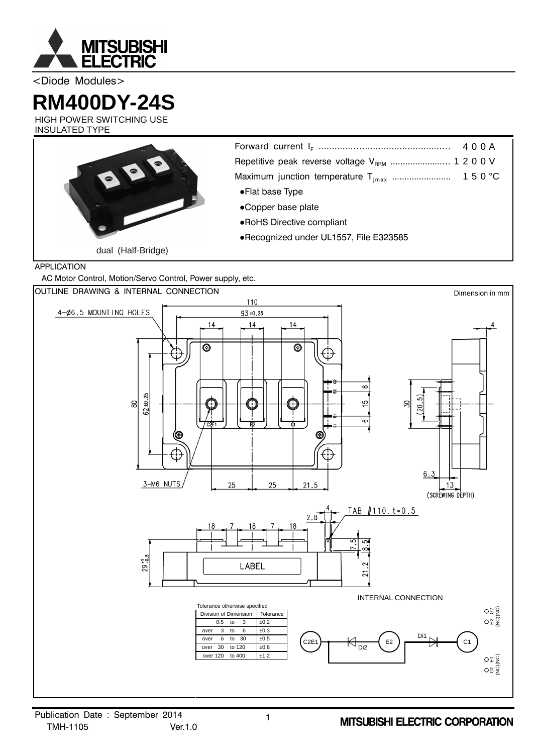<Diode Modules>

# RM400DY-24S

HIGH POWER SWITCHING USE
INSULATED TYPE

dual (Half-Bridge)

Forward current $I_F$ ................................................ 400 A
Repetitive peak reverse voltage $V_{RRM}$ ....................... 1200 V
Maximum junction temperature $T_{jmax}$ ....................... 150 °C

- ●Flat base Type
- ●Copper base plate
- ●RoHS Directive compliant
- ●Recognized under UL1557, File E323585

APPLICATION

AC Motor Control, Motion/Servo Control, Power supply, etc.

## OUTLINE DRAWING & INTERNAL CONNECTION

Dimension in mm

| Division of Dimension | Tolerance |
|---|---|
| 0.5 to 3 | ±0.2 |
| over 3 to 6 | ±0.3 |
| over 6 to 30 | ±0.5 |
| over 30 to 120 | ±0.8 |
| over 120 to 400 | ±1.2 |

Tolerance otherwise specified

INTERNAL CONNECTION

Publication Date : September 2014
TMH-1105 Ver.1.0

MITSUBISHI ELECTRIC CORPORATION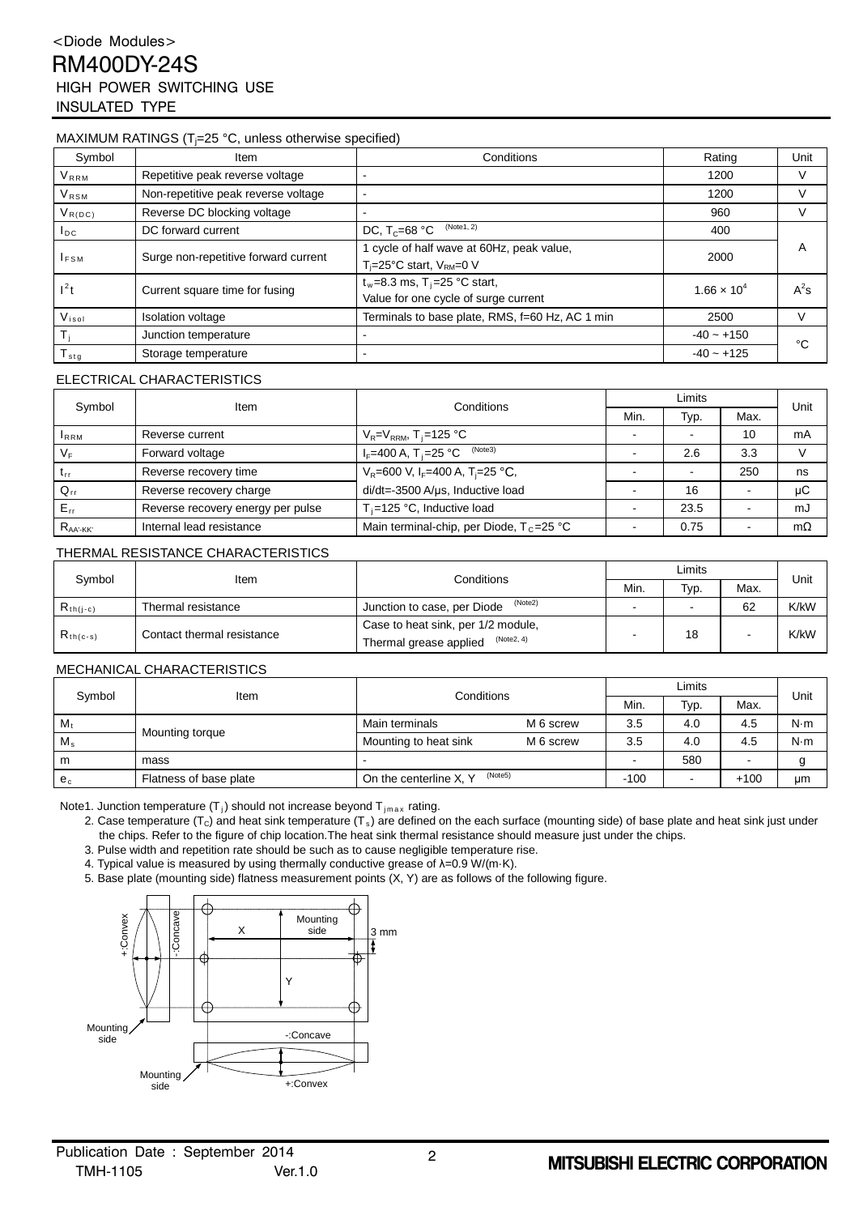<Diode Modules>

# RM400DY-24S

HIGH POWER SWITCHING USE

INSULATED TYPE

## MAXIMUM RATINGS ($T_j$=25 °C, unless otherwise specified)

| Symbol | Item | Conditions | Rating | Unit |
|---|---|---|---|---|
| $V_{RRM}$ | Repetitive peak reverse voltage | - | 1200 | V |
| $V_{RSM}$ | Non-repetitive peak reverse voltage | - | 1200 | V |
| $V_{R(DC)}$ | Reverse DC blocking voltage | - | 960 | V |
| $I_{DC}$ | DC forward current | DC, $T_C$=68 °C (Note1, 2) | 400 | A |
| $I_{FSM}$ | Surge non-repetitive forward current | 1 cycle of half wave at 60Hz, peak value, $T_j$=25°C start, $V_{RM}$=0 V | 2000 | A |
| $I^2t$ | Current square time for fusing | $t_w$=8.3 ms, $T_j$=25 °C start, Value for one cycle of surge current | $1.66 \times 10^4$ | $A^2s$ |
| $V_{isol}$ | Isolation voltage | Terminals to base plate, RMS, f=60 Hz, AC 1 min | 2500 | V |
| $T_j$ | Junction temperature | - | -40 ~ +150 | °C |
| $T_{stg}$ | Storage temperature | - | -40 ~ +125 | °C |

## ELECTRICAL CHARACTERISTICS

| Symbol | Item | Conditions | Limits Min. | Limits Typ. | Limits Max. | Unit |
|---|---|---|---|---|---|---|
| $I_{RRM}$ | Reverse current | $V_R$=$V_{RRM}$, $T_j$=125 °C | - | - | 10 | mA |
| $V_F$ | Forward voltage | $I_F$=400 A, $T_j$=25 °C (Note3) | - | 2.6 | 3.3 | V |
| $t_{rr}$ | Reverse recovery time | $V_R$=600 V, $I_F$=400 A, $T_j$=25 °C, | - | - | 250 | ns |
| $Q_{rr}$ | Reverse recovery charge | di/dt=-3500 A/μs, Inductive load | - | 16 | - | μC |
| $E_{rr}$ | Reverse recovery energy per pulse | $T_j$=125 °C, Inductive load | - | 23.5 | - | mJ |
| $R_{AA'-KK'}$ | Internal lead resistance | Main terminal-chip, per Diode, $T_C$=25 °C | - | 0.75 | - | mΩ |

## THERMAL RESISTANCE CHARACTERISTICS

| Symbol | Item | Conditions | Limits Min. | Limits Typ. | Limits Max. | Unit |
|---|---|---|---|---|---|---|
| $R_{th(j-c)}$ | Thermal resistance | Junction to case, per Diode (Note2) | - | - | 62 | K/kW |
| $R_{th(c-s)}$ | Contact thermal resistance | Case to heat sink, per 1/2 module, Thermal grease applied (Note2, 4) | - | 18 | - | K/kW |

## MECHANICAL CHARACTERISTICS

| Symbol | Item | Conditions | | Limits Min. | Limits Typ. | Limits Max. | Unit |
|---|---|---|---|---|---|---|---|
| $M_t$ | Mounting torque | Main terminals | M 6 screw | 3.5 | 4.0 | 4.5 | N·m |
| $M_s$ | Mounting torque | Mounting to heat sink | M 6 screw | 3.5 | 4.0 | 4.5 | N·m |
| m | mass | - | | - | 580 | - | g |
| $e_c$ | Flatness of base plate | On the centerline X, Y (Note5) | | -100 | - | +100 | μm |

Note1. Junction temperature ($T_j$) should not increase beyond $T_{jmax}$ rating.

2. Case temperature ($T_C$) and heat sink temperature ($T_s$) are defined on the each surface (mounting side) of base plate and heat sink just under the chips. Refer to the figure of chip location.The heat sink thermal resistance should measure just under the chips.
3. Pulse width and repetition rate should be such as to cause negligible temperature rise.
4. Typical value is measured by using thermally conductive grease of λ=0.9 W/(m·K).
5. Base plate (mounting side) flatness measurement points (X, Y) are as follows of the following figure.

+:Convex -:Concave X Mounting side 3 mm Y Mounting side -:Concave Mounting side +:Convex

Publication Date : September 2014
TMH-1105 Ver.1.0

MITSUBISHI ELECTRIC CORPORATION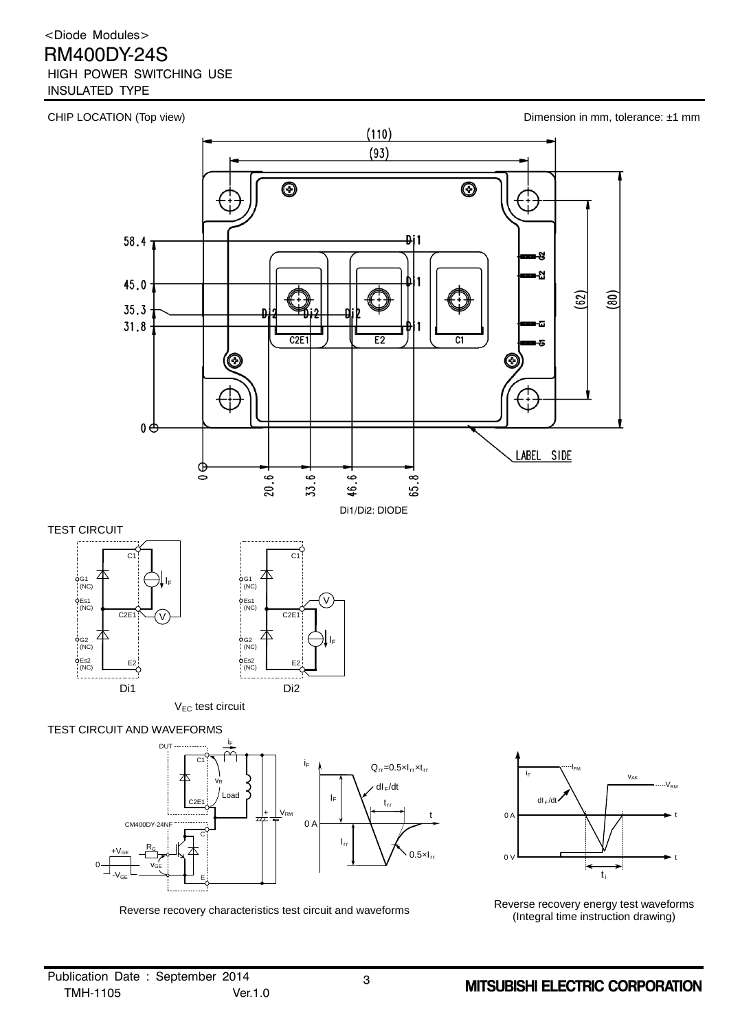<Diode Modules>

# RM400DY-24S

HIGH POWER SWITCHING USE
INSULATED TYPE

## CHIP LOCATION (Top view)

Dimension in mm, tolerance: ±1 mm

Di1/Di2: DIODE

## TEST CIRCUIT

Di1　　Di2

$V_{EC}$ test circuit

## TEST CIRCUIT AND WAVEFORMS

$Q_{rr}=0.5 \times I_{rr} \times t_{rr}$

Reverse recovery characteristics test circuit and waveforms

Reverse recovery energy test waveforms
(Integral time instruction drawing)

Publication Date : September 2014
TMH-1105　　Ver.1.0

MITSUBISHI ELECTRIC CORPORATION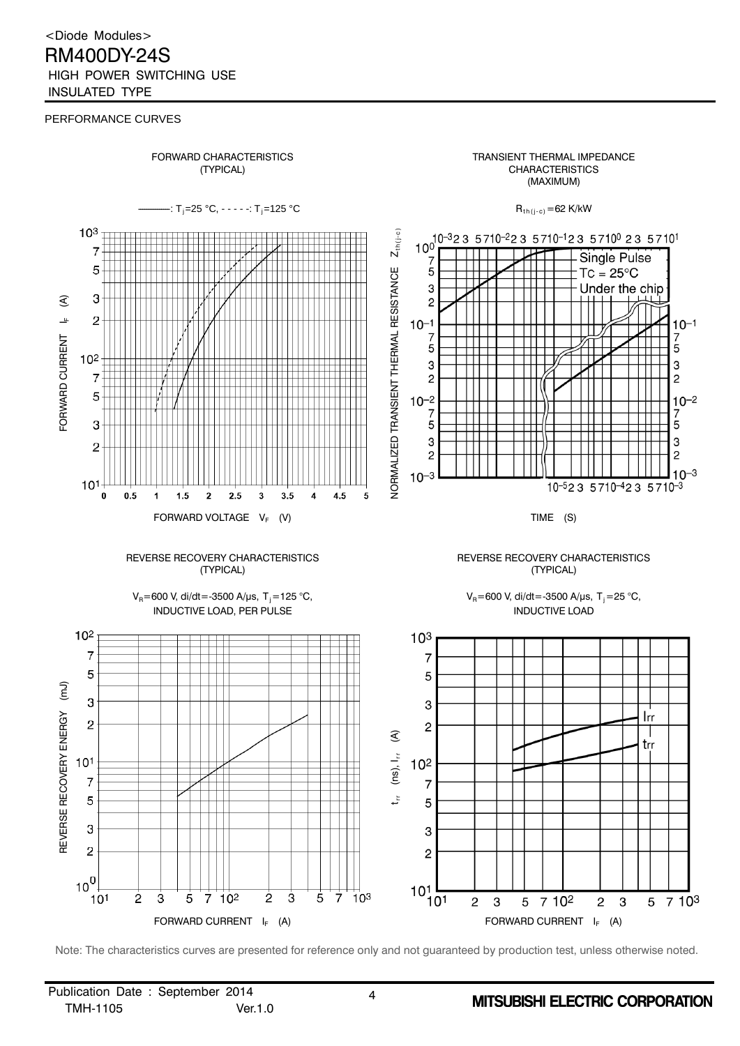## PERFORMANCE CURVES

### FORWARD CHARACTERISTICS (TYPICAL)

———: $T_j$=25 °C, - - - - -: $T_j$=125 °C

FORWARD CURRENT $I_F$ (A)

FORWARD VOLTAGE $V_F$ (V)

### TRANSIENT THERMAL IMPEDANCE CHARACTERISTICS (MAXIMUM)

$R_{th(j-c)}$=62 K/kW

Single Pulse
TC = 25°C
Under the chip

NORMALIZED TRANSIENT THERMAL RESISTANCE $Z_{th(j-c)}$

TIME (S)

### REVERSE RECOVERY CHARACTERISTICS (TYPICAL)

$V_R$=600 V, di/dt=-3500 A/μs, $T_j$=125 °C,
INDUCTIVE LOAD, PER PULSE

REVERSE RECOVERY ENERGY (mJ)

FORWARD CURRENT $I_F$ (A)

### REVERSE RECOVERY CHARACTERISTICS (TYPICAL)

$V_R$=600 V, di/dt=-3500 A/μs, $T_j$=25 °C,
INDUCTIVE LOAD

$t_{rr}$ (ns), $I_{rr}$ (A)

Irr
trr

FORWARD CURRENT $I_F$ (A)

Note: The characteristics curves are presented for reference only and not guaranteed by production test, unless otherwise noted.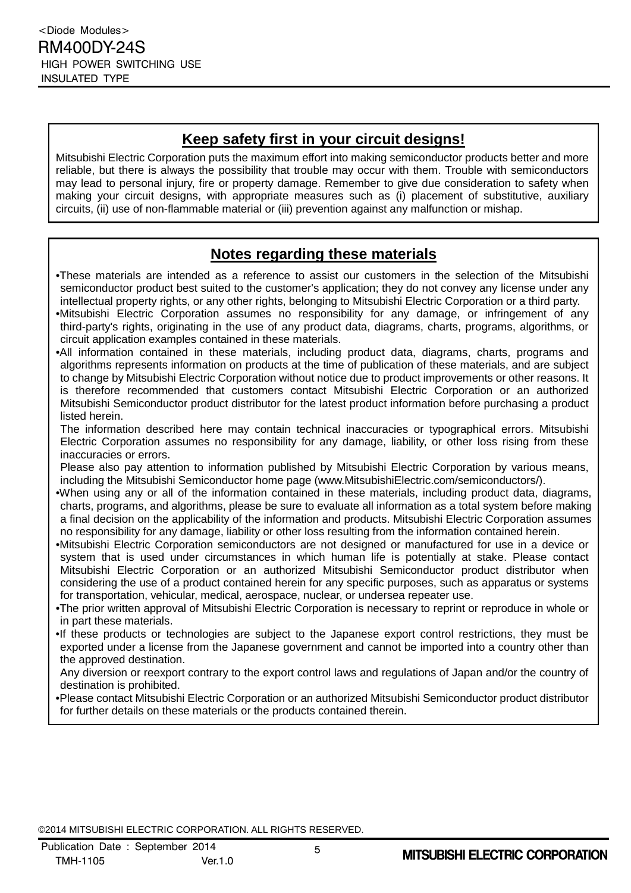## Keep safety first in your circuit designs!

Mitsubishi Electric Corporation puts the maximum effort into making semiconductor products better and more reliable, but there is always the possibility that trouble may occur with them. Trouble with semiconductors may lead to personal injury, fire or property damage. Remember to give due consideration to safety when making your circuit designs, with appropriate measures such as (i) placement of substitutive, auxiliary circuits, (ii) use of non-flammable material or (iii) prevention against any malfunction or mishap.

## Notes regarding these materials

- These materials are intended as a reference to assist our customers in the selection of the Mitsubishi semiconductor product best suited to the customer's application; they do not convey any license under any intellectual property rights, or any other rights, belonging to Mitsubishi Electric Corporation or a third party.
- Mitsubishi Electric Corporation assumes no responsibility for any damage, or infringement of any third-party's rights, originating in the use of any product data, diagrams, charts, programs, algorithms, or circuit application examples contained in these materials.
- All information contained in these materials, including product data, diagrams, charts, programs and algorithms represents information on products at the time of publication of these materials, and are subject to change by Mitsubishi Electric Corporation without notice due to product improvements or other reasons. It is therefore recommended that customers contact Mitsubishi Electric Corporation or an authorized Mitsubishi Semiconductor product distributor for the latest product information before purchasing a product listed herein.
  The information described here may contain technical inaccuracies or typographical errors. Mitsubishi Electric Corporation assumes no responsibility for any damage, liability, or other loss rising from these inaccuracies or errors.
  Please also pay attention to information published by Mitsubishi Electric Corporation by various means, including the Mitsubishi Semiconductor home page (www.MitsubishiElectric.com/semiconductors/).
- When using any or all of the information contained in these materials, including product data, diagrams, charts, programs, and algorithms, please be sure to evaluate all information as a total system before making a final decision on the applicability of the information and products. Mitsubishi Electric Corporation assumes no responsibility for any damage, liability or other loss resulting from the information contained herein.
- Mitsubishi Electric Corporation semiconductors are not designed or manufactured for use in a device or system that is used under circumstances in which human life is potentially at stake. Please contact Mitsubishi Electric Corporation or an authorized Mitsubishi Semiconductor product distributor when considering the use of a product contained herein for any specific purposes, such as apparatus or systems for transportation, vehicular, medical, aerospace, nuclear, or undersea repeater use.
- The prior written approval of Mitsubishi Electric Corporation is necessary to reprint or reproduce in whole or in part these materials.
- If these products or technologies are subject to the Japanese export control restrictions, they must be exported under a license from the Japanese government and cannot be imported into a country other than the approved destination.
  Any diversion or reexport contrary to the export control laws and regulations of Japan and/or the country of destination is prohibited.
- Please contact Mitsubishi Electric Corporation or an authorized Mitsubishi Semiconductor product distributor for further details on these materials or the products contained therein.

©2014 MITSUBISHI ELECTRIC CORPORATION. ALL RIGHTS RESERVED.